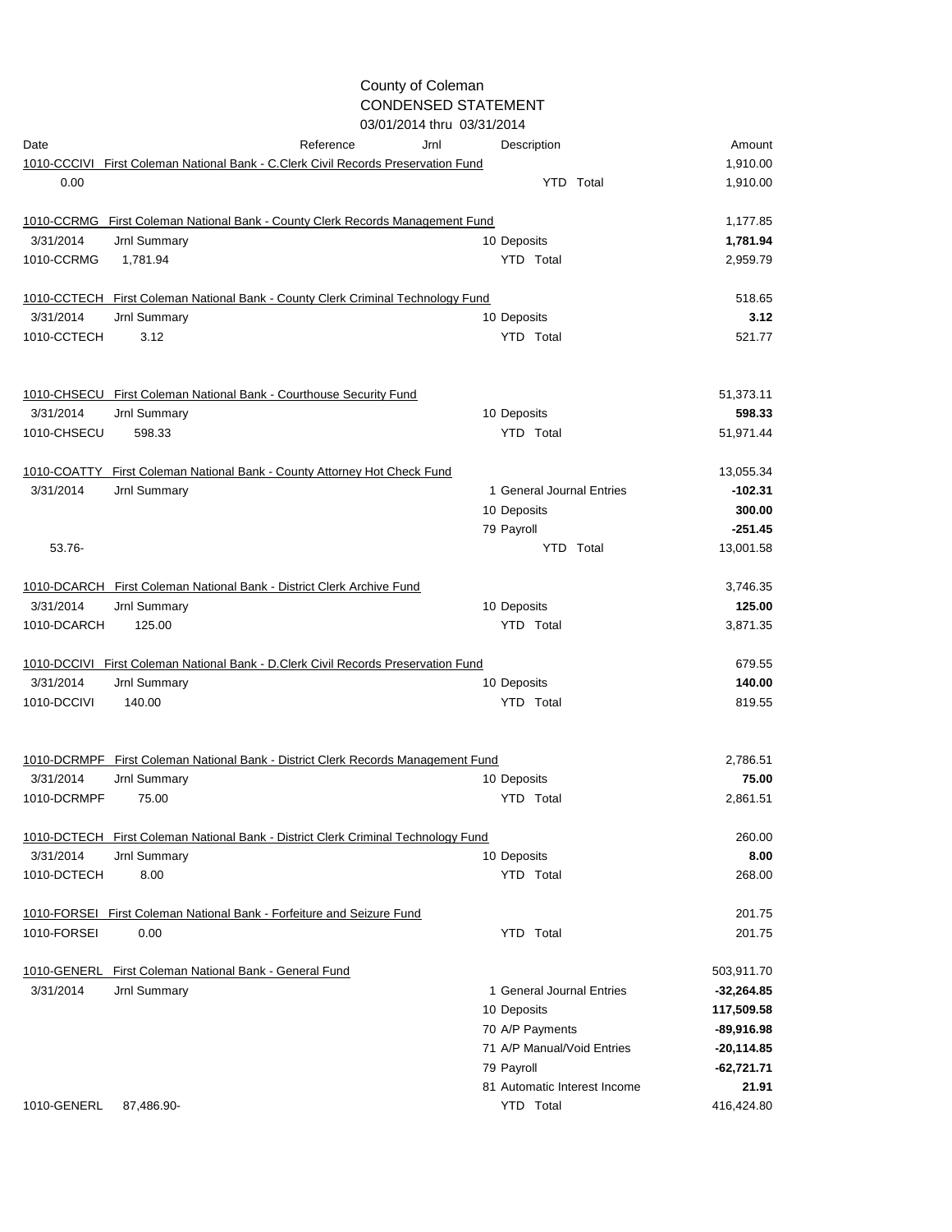# County of Coleman
## CONDENSED STATEMENT
### 03/01/2014 thru 03/31/2014

| Date | Reference | Jrnl | Description | Amount |
|---|---|---|---|---|
| 1010-CCCIVI First Coleman National Bank - C.Clerk Civil Records Preservation Fund | | | | 1,910.00 |
| 0.00 | | | YTD Total | 1,910.00 |
| | | | | |
| 1010-CCRMG First Coleman National Bank - County Clerk Records Management Fund | | | | 1,177.85 |
| 3/31/2014 | Jrnl Summary | | 10 Deposits | **1,781.94** |
| 1010-CCRMG | 1,781.94 | | YTD Total | 2,959.79 |
| | | | | |
| 1010-CCTECH First Coleman National Bank - County Clerk Criminal Technology Fund | | | | 518.65 |
| 3/31/2014 | Jrnl Summary | | 10 Deposits | **3.12** |
| 1010-CCTECH | 3.12 | | YTD Total | 521.77 |
| | | | | |
| 1010-CHSECU First Coleman National Bank - Courthouse Security Fund | | | | 51,373.11 |
| 3/31/2014 | Jrnl Summary | | 10 Deposits | **598.33** |
| 1010-CHSECU | 598.33 | | YTD Total | 51,971.44 |
| | | | | |
| 1010-COATTY First Coleman National Bank - County Attorney Hot Check Fund | | | | 13,055.34 |
| 3/31/2014 | Jrnl Summary | | 1 General Journal Entries | **-102.31** |
| | | | 10 Deposits | **300.00** |
| | | | 79 Payroll | **-251.45** |
| 53.76- | | | YTD Total | 13,001.58 |
| | | | | |
| 1010-DCARCH First Coleman National Bank - District Clerk Archive Fund | | | | 3,746.35 |
| 3/31/2014 | Jrnl Summary | | 10 Deposits | **125.00** |
| 1010-DCARCH | 125.00 | | YTD Total | 3,871.35 |
| | | | | |
| 1010-DCCIVI First Coleman National Bank - D.Clerk Civil Records Preservation Fund | | | | 679.55 |
| 3/31/2014 | Jrnl Summary | | 10 Deposits | **140.00** |
| 1010-DCCIVI | 140.00 | | YTD Total | 819.55 |
| | | | | |
| 1010-DCRMPF First Coleman National Bank - District Clerk Records Management Fund | | | | 2,786.51 |
| 3/31/2014 | Jrnl Summary | | 10 Deposits | **75.00** |
| 1010-DCRMPF | 75.00 | | YTD Total | 2,861.51 |
| | | | | |
| 1010-DCTECH First Coleman National Bank - District Clerk Criminal Technology Fund | | | | 260.00 |
| 3/31/2014 | Jrnl Summary | | 10 Deposits | **8.00** |
| 1010-DCTECH | 8.00 | | YTD Total | 268.00 |
| | | | | |
| 1010-FORSEI First Coleman National Bank - Forfeiture and Seizure Fund | | | | 201.75 |
| 1010-FORSEI | 0.00 | | YTD Total | 201.75 |
| | | | | |
| 1010-GENERL First Coleman National Bank - General Fund | | | | 503,911.70 |
| 3/31/2014 | Jrnl Summary | | 1 General Journal Entries | **-32,264.85** |
| | | | 10 Deposits | **117,509.58** |
| | | | 70 A/P Payments | **-89,916.98** |
| | | | 71 A/P Manual/Void Entries | **-20,114.85** |
| | | | 79 Payroll | **-62,721.71** |
| | | | 81 Automatic Interest Income | **21.91** |
| 1010-GENERL | 87,486.90- | | YTD Total | 416,424.80 |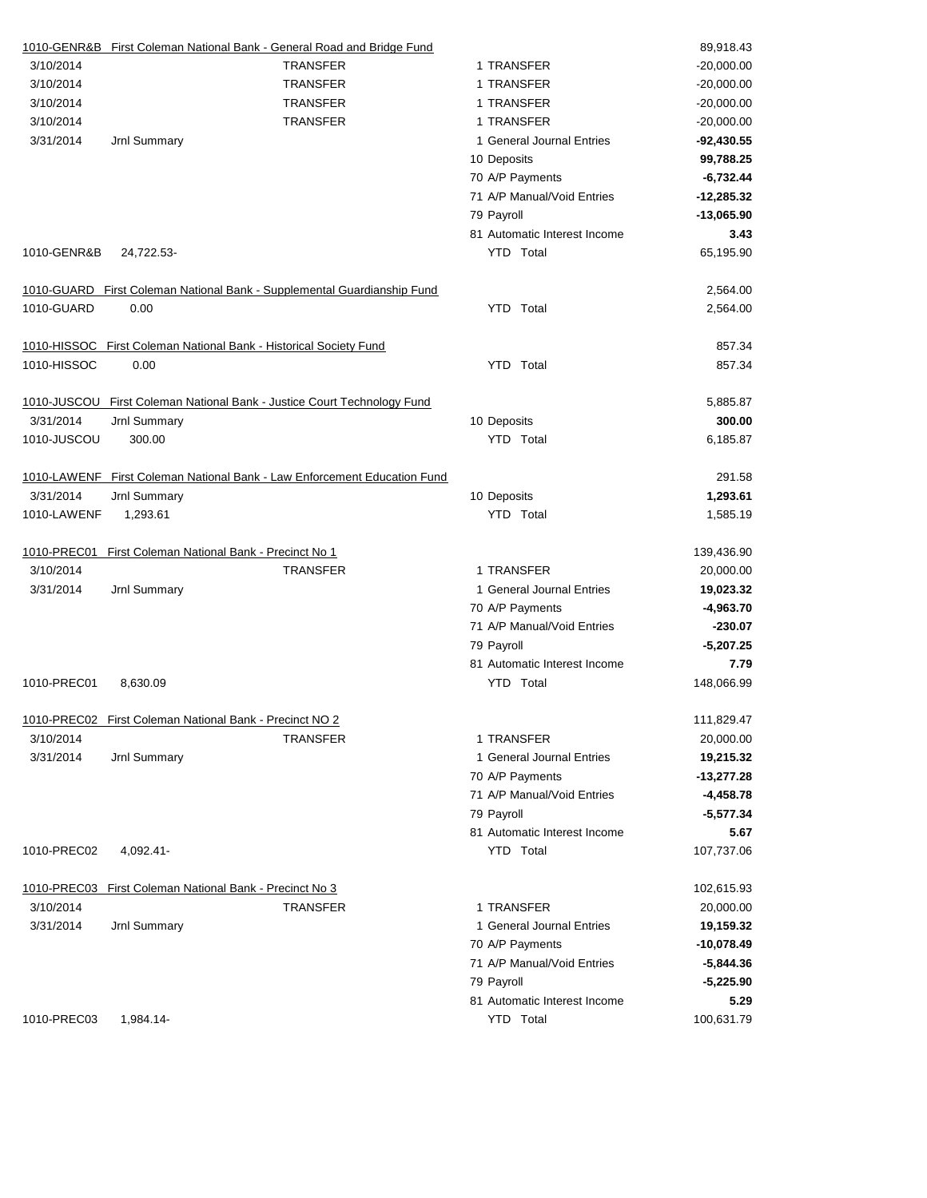| Account / Date | Description | Reference | Type | Amount |
|---|---|---|---|---|
| 1010-GENR&B First Coleman National Bank - General Road and Bridge Fund | | | | 89,918.43 |
| 3/10/2014 | | TRANSFER | 1 TRANSFER | -20,000.00 |
| 3/10/2014 | | TRANSFER | 1 TRANSFER | -20,000.00 |
| 3/10/2014 | | TRANSFER | 1 TRANSFER | -20,000.00 |
| 3/10/2014 | | TRANSFER | 1 TRANSFER | -20,000.00 |
| 3/31/2014 | Jrnl Summary | | 1 General Journal Entries | **-92,430.55** |
| | | | 10 Deposits | **99,788.25** |
| | | | 70 A/P Payments | **-6,732.44** |
| | | | 71 A/P Manual/Void Entries | **-12,285.32** |
| | | | 79 Payroll | **-13,065.90** |
| | | | 81 Automatic Interest Income | **3.43** |
| 1010-GENR&B | 24,722.53- | | YTD Total | 65,195.90 |
| 1010-GUARD First Coleman National Bank - Supplemental Guardianship Fund | | | | 2,564.00 |
| 1010-GUARD | 0.00 | | YTD Total | 2,564.00 |
| 1010-HISSOC First Coleman National Bank - Historical Society Fund | | | | 857.34 |
| 1010-HISSOC | 0.00 | | YTD Total | 857.34 |
| 1010-JUSCOU First Coleman National Bank - Justice Court Technology Fund | | | | 5,885.87 |
| 3/31/2014 | Jrnl Summary | | 10 Deposits | **300.00** |
| 1010-JUSCOU | 300.00 | | YTD Total | 6,185.87 |
| 1010-LAWENF First Coleman National Bank - Law Enforcement Education Fund | | | | 291.58 |
| 3/31/2014 | Jrnl Summary | | 10 Deposits | **1,293.61** |
| 1010-LAWENF | 1,293.61 | | YTD Total | 1,585.19 |
| 1010-PREC01 First Coleman National Bank - Precinct No 1 | | | | 139,436.90 |
| 3/10/2014 | | TRANSFER | 1 TRANSFER | 20,000.00 |
| 3/31/2014 | Jrnl Summary | | 1 General Journal Entries | **19,023.32** |
| | | | 70 A/P Payments | **-4,963.70** |
| | | | 71 A/P Manual/Void Entries | **-230.07** |
| | | | 79 Payroll | **-5,207.25** |
| | | | 81 Automatic Interest Income | **7.79** |
| 1010-PREC01 | 8,630.09 | | YTD Total | 148,066.99 |
| 1010-PREC02 First Coleman National Bank - Precinct NO 2 | | | | 111,829.47 |
| 3/10/2014 | | TRANSFER | 1 TRANSFER | 20,000.00 |
| 3/31/2014 | Jrnl Summary | | 1 General Journal Entries | **19,215.32** |
| | | | 70 A/P Payments | **-13,277.28** |
| | | | 71 A/P Manual/Void Entries | **-4,458.78** |
| | | | 79 Payroll | **-5,577.34** |
| | | | 81 Automatic Interest Income | **5.67** |
| 1010-PREC02 | 4,092.41- | | YTD Total | 107,737.06 |
| 1010-PREC03 First Coleman National Bank - Precinct No 3 | | | | 102,615.93 |
| 3/10/2014 | | TRANSFER | 1 TRANSFER | 20,000.00 |
| 3/31/2014 | Jrnl Summary | | 1 General Journal Entries | **19,159.32** |
| | | | 70 A/P Payments | **-10,078.49** |
| | | | 71 A/P Manual/Void Entries | **-5,844.36** |
| | | | 79 Payroll | **-5,225.90** |
| | | | 81 Automatic Interest Income | **5.29** |
| 1010-PREC03 | 1,984.14- | | YTD Total | 100,631.79 |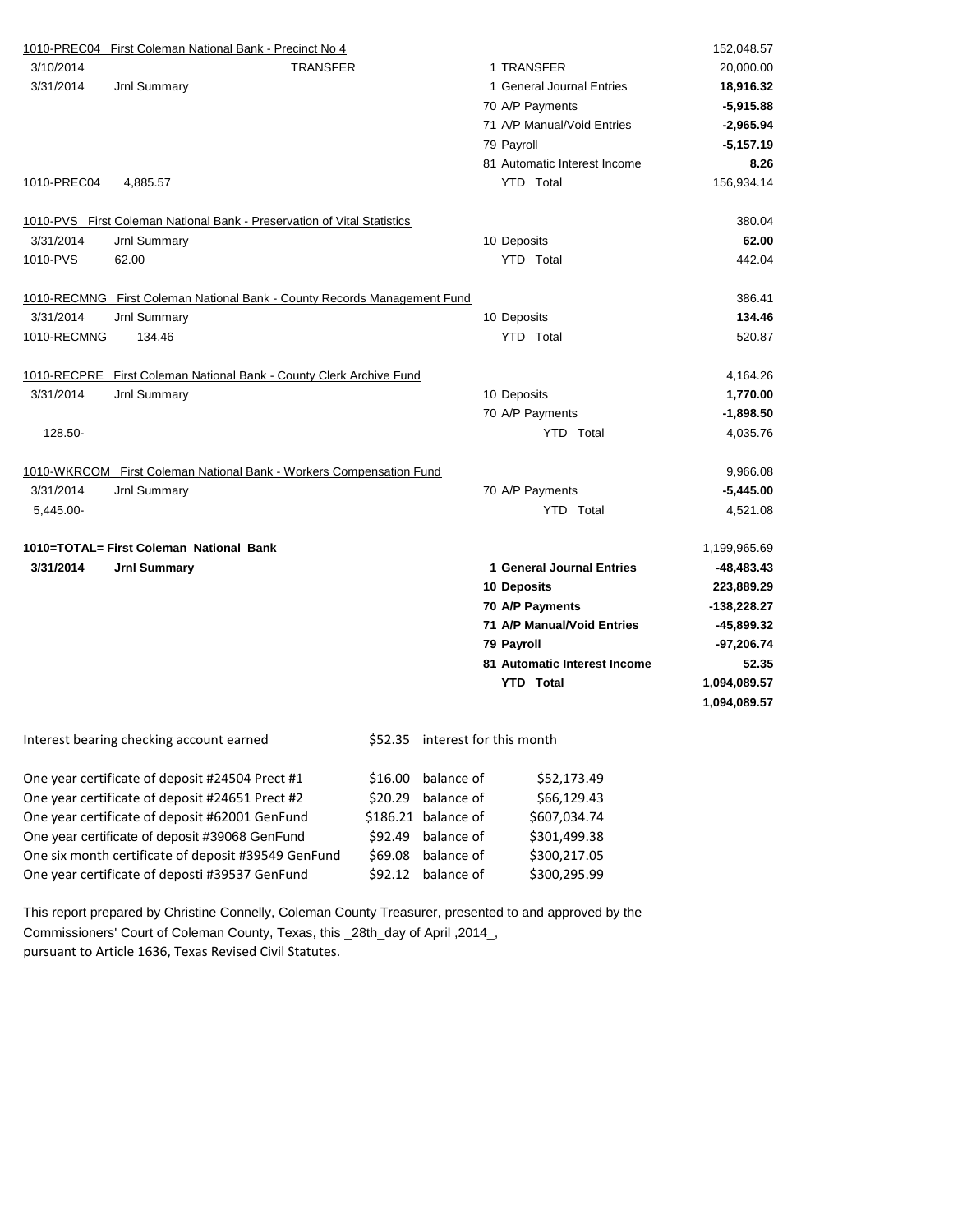| | | | | |
|---|---|---|---|---|
| 1010-PREC04 First Coleman National Bank - Precinct No 4 | | | | 152,048.57 |
| 3/10/2014 | | TRANSFER | 1 TRANSFER | 20,000.00 |
| 3/31/2014 | Jrnl Summary | | 1 General Journal Entries | **18,916.32** |
| | | | 70 A/P Payments | **-5,915.88** |
| | | | 71 A/P Manual/Void Entries | **-2,965.94** |
| | | | 79 Payroll | **-5,157.19** |
| | | | 81 Automatic Interest Income | **8.26** |
| 1010-PREC04 | 4,885.57 | | YTD Total | 156,934.14 |
| 1010-PVS First Coleman National Bank - Preservation of Vital Statistics | | | | 380.04 |
| 3/31/2014 | Jrnl Summary | | 10 Deposits | **62.00** |
| 1010-PVS | 62.00 | | YTD Total | 442.04 |
| 1010-RECMNG First Coleman National Bank - County Records Management Fund | | | | 386.41 |
| 3/31/2014 | Jrnl Summary | | 10 Deposits | **134.46** |
| 1010-RECMNG | 134.46 | | YTD Total | 520.87 |
| 1010-RECPRE First Coleman National Bank - County Clerk Archive Fund | | | | 4,164.26 |
| 3/31/2014 | Jrnl Summary | | 10 Deposits | **1,770.00** |
| | | | 70 A/P Payments | **-1,898.50** |
| 128.50- | | | YTD Total | 4,035.76 |
| 1010-WKRCOM First Coleman National Bank - Workers Compensation Fund | | | | 9,966.08 |
| 3/31/2014 | Jrnl Summary | | 70 A/P Payments | **-5,445.00** |
| 5,445.00- | | | YTD Total | 4,521.08 |
| **1010=TOTAL= First Coleman National Bank** | | | | 1,199,965.69 |
| **3/31/2014** | **Jrnl Summary** | | **1 General Journal Entries** | **-48,483.43** |
| | | | **10 Deposits** | **223,889.29** |
| | | | **70 A/P Payments** | **-138,228.27** |
| | | | **71 A/P Manual/Void Entries** | **-45,899.32** |
| | | | **79 Payroll** | **-97,206.74** |
| | | | **81 Automatic Interest Income** | **52.35** |
| | | | **YTD Total** | **1,094,089.57** |
| | | | | **1,094,089.57** |

| | | | |
|---|---|---|---|
| Interest bearing checking account earned | $52.35 | interest for this month | |
| One year certificate of deposit #24504 Prect #1 | $16.00 | balance of | $52,173.49 |
| One year certificate of deposit #24651 Prect #2 | $20.29 | balance of | $66,129.43 |
| One year certificate of deposit #62001 GenFund | $186.21 | balance of | $607,034.74 |
| One year certificate of deposit #39068 GenFund | $92.49 | balance of | $301,499.38 |
| One six month certificate of deposit #39549 GenFund | $69.08 | balance of | $300,217.05 |
| One year certificate of deposti #39537 GenFund | $92.12 | balance of | $300,295.99 |

This report prepared by Christine Connelly, Coleman County Treasurer, presented to and approved by the Commissioners' Court of Coleman County, Texas, this _28th_day of April ,2014_, pursuant to Article 1636, Texas Revised Civil Statutes.